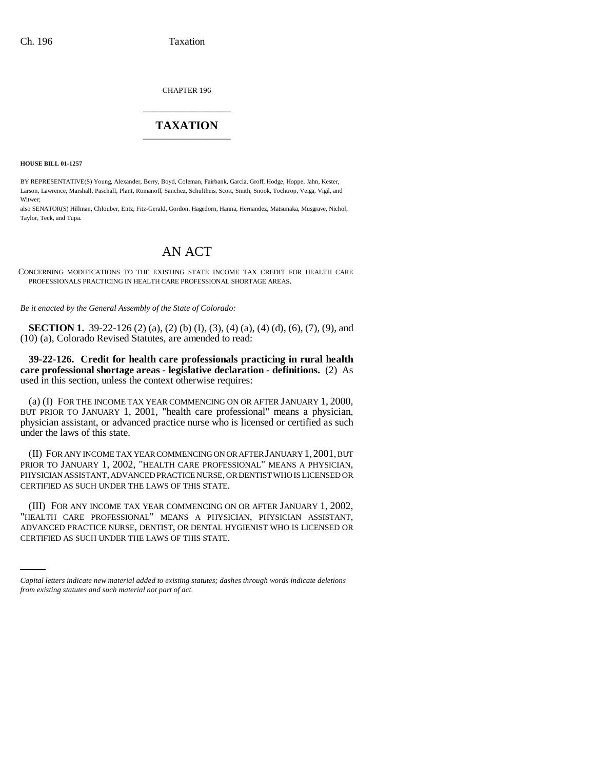CHAPTER 196

# TAXATION

**HOUSE BILL 01-1257**

BY REPRESENTATIVE(S) Young, Alexander, Berry, Boyd, Coleman, Fairbank, Garcia, Groff, Hodge, Hoppe, Jahn, Kester, Larson, Lawrence, Marshall, Paschall, Plant, Romanoff, Sanchez, Schultheis, Scott, Smith, Snook, Tochtrop, Veiga, Vigil, and Witwer;

also SENATOR(S) Hillman, Chlouber, Entz, Fitz-Gerald, Gordon, Hagedorn, Hanna, Hernandez, Matsunaka, Musgrave, Nichol, Taylor, Teck, and Tupa.

# AN ACT

CONCERNING MODIFICATIONS TO THE EXISTING STATE INCOME TAX CREDIT FOR HEALTH CARE PROFESSIONALS PRACTICING IN HEALTH CARE PROFESSIONAL SHORTAGE AREAS.

*Be it enacted by the General Assembly of the State of Colorado:*

**SECTION 1.** 39-22-126 (2) (a), (2) (b) (I), (3), (4) (a), (4) (d), (6), (7), (9), and (10) (a), Colorado Revised Statutes, are amended to read:

**39-22-126. Credit for health care professionals practicing in rural health care professional shortage areas - legislative declaration - definitions.** (2) As used in this section, unless the context otherwise requires:

(a) (I) FOR THE INCOME TAX YEAR COMMENCING ON OR AFTER JANUARY 1, 2000, BUT PRIOR TO JANUARY 1, 2001, "health care professional" means a physician, physician assistant, or advanced practice nurse who is licensed or certified as such under the laws of this state.

(II) FOR ANY INCOME TAX YEAR COMMENCING ON OR AFTER JANUARY 1, 2001, BUT PRIOR TO JANUARY 1, 2002, "HEALTH CARE PROFESSIONAL" MEANS A PHYSICIAN, PHYSICIAN ASSISTANT, ADVANCED PRACTICE NURSE, OR DENTIST WHO IS LICENSED OR CERTIFIED AS SUCH UNDER THE LAWS OF THIS STATE.

(III) FOR ANY INCOME TAX YEAR COMMENCING ON OR AFTER JANUARY 1, 2002, "HEALTH CARE PROFESSIONAL" MEANS A PHYSICIAN, PHYSICIAN ASSISTANT, ADVANCED PRACTICE NURSE, DENTIST, OR DENTAL HYGIENIST WHO IS LICENSED OR CERTIFIED AS SUCH UNDER THE LAWS OF THIS STATE.

*Capital letters indicate new material added to existing statutes; dashes through words indicate deletions from existing statutes and such material not part of act.*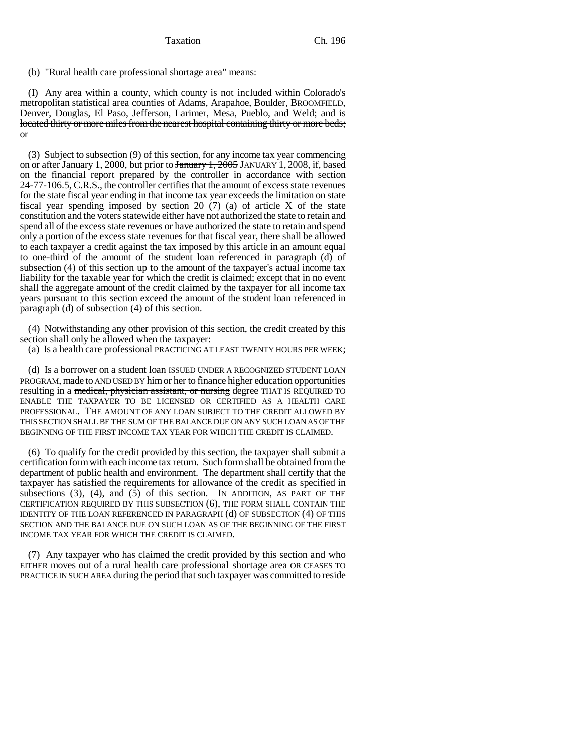(b) "Rural health care professional shortage area" means:

(I) Any area within a county, which county is not included within Colorado's metropolitan statistical area counties of Adams, Arapahoe, Boulder, BROOMFIELD, Denver, Douglas, El Paso, Jefferson, Larimer, Mesa, Pueblo, and Weld; ~~and is located thirty or more miles from the nearest hospital containing thirty or more beds;~~ or

(3) Subject to subsection (9) of this section, for any income tax year commencing on or after January 1, 2000, but prior to ~~January 1, 2005~~ JANUARY 1, 2008, if, based on the financial report prepared by the controller in accordance with section 24-77-106.5, C.R.S., the controller certifies that the amount of excess state revenues for the state fiscal year ending in that income tax year exceeds the limitation on state fiscal year spending imposed by section 20 (7) (a) of article X of the state constitution and the voters statewide either have not authorized the state to retain and spend all of the excess state revenues or have authorized the state to retain and spend only a portion of the excess state revenues for that fiscal year, there shall be allowed to each taxpayer a credit against the tax imposed by this article in an amount equal to one-third of the amount of the student loan referenced in paragraph (d) of subsection (4) of this section up to the amount of the taxpayer's actual income tax liability for the taxable year for which the credit is claimed; except that in no event shall the aggregate amount of the credit claimed by the taxpayer for all income tax years pursuant to this section exceed the amount of the student loan referenced in paragraph (d) of subsection (4) of this section.

(4) Notwithstanding any other provision of this section, the credit created by this section shall only be allowed when the taxpayer:

(a) Is a health care professional PRACTICING AT LEAST TWENTY HOURS PER WEEK;

(d) Is a borrower on a student loan ISSUED UNDER A RECOGNIZED STUDENT LOAN PROGRAM, made to AND USED BY him or her to finance higher education opportunities resulting in a ~~medical, physician assistant, or nursing~~ degree THAT IS REQUIRED TO ENABLE THE TAXPAYER TO BE LICENSED OR CERTIFIED AS A HEALTH CARE PROFESSIONAL. THE AMOUNT OF ANY LOAN SUBJECT TO THE CREDIT ALLOWED BY THIS SECTION SHALL BE THE SUM OF THE BALANCE DUE ON ANY SUCH LOAN AS OF THE BEGINNING OF THE FIRST INCOME TAX YEAR FOR WHICH THE CREDIT IS CLAIMED.

(6) To qualify for the credit provided by this section, the taxpayer shall submit a certification form with each income tax return. Such form shall be obtained from the department of public health and environment. The department shall certify that the taxpayer has satisfied the requirements for allowance of the credit as specified in subsections (3), (4), and (5) of this section. IN ADDITION, AS PART OF THE CERTIFICATION REQUIRED BY THIS SUBSECTION (6), THE FORM SHALL CONTAIN THE IDENTITY OF THE LOAN REFERENCED IN PARAGRAPH (d) OF SUBSECTION (4) OF THIS SECTION AND THE BALANCE DUE ON SUCH LOAN AS OF THE BEGINNING OF THE FIRST INCOME TAX YEAR FOR WHICH THE CREDIT IS CLAIMED.

(7) Any taxpayer who has claimed the credit provided by this section and who EITHER moves out of a rural health care professional shortage area OR CEASES TO PRACTICE IN SUCH AREA during the period that such taxpayer was committed to reside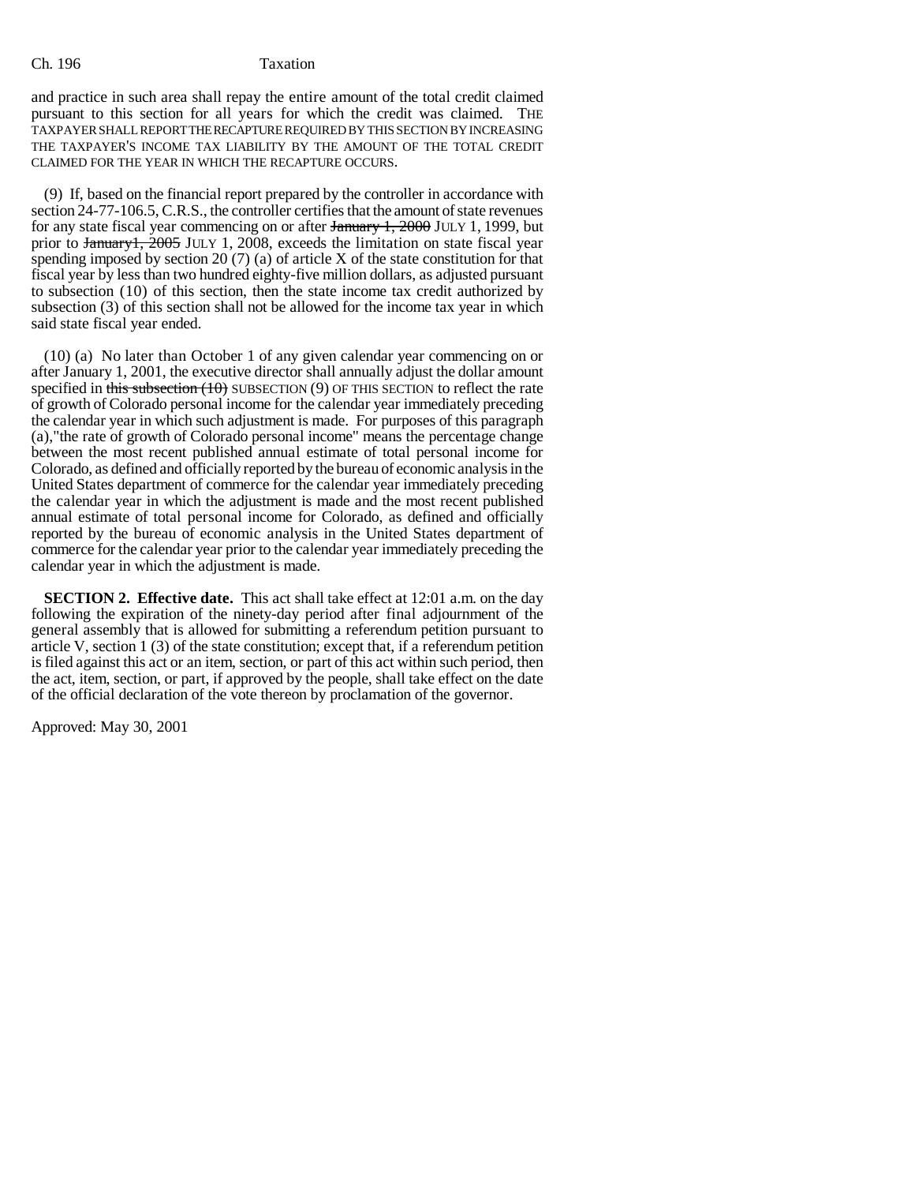and practice in such area shall repay the entire amount of the total credit claimed pursuant to this section for all years for which the credit was claimed. THE TAXPAYER SHALL REPORT THE RECAPTURE REQUIRED BY THIS SECTION BY INCREASING THE TAXPAYER'S INCOME TAX LIABILITY BY THE AMOUNT OF THE TOTAL CREDIT CLAIMED FOR THE YEAR IN WHICH THE RECAPTURE OCCURS.

(9) If, based on the financial report prepared by the controller in accordance with section 24-77-106.5, C.R.S., the controller certifies that the amount of state revenues for any state fiscal year commencing on or after ~~January 1, 2000~~ JULY 1, 1999, but prior to ~~January1, 2005~~ JULY 1, 2008, exceeds the limitation on state fiscal year spending imposed by section 20 (7) (a) of article X of the state constitution for that fiscal year by less than two hundred eighty-five million dollars, as adjusted pursuant to subsection (10) of this section, then the state income tax credit authorized by subsection (3) of this section shall not be allowed for the income tax year in which said state fiscal year ended.

(10) (a) No later than October 1 of any given calendar year commencing on or after January 1, 2001, the executive director shall annually adjust the dollar amount specified in ~~this subsection (10)~~ SUBSECTION (9) OF THIS SECTION to reflect the rate of growth of Colorado personal income for the calendar year immediately preceding the calendar year in which such adjustment is made. For purposes of this paragraph (a),"the rate of growth of Colorado personal income" means the percentage change between the most recent published annual estimate of total personal income for Colorado, as defined and officially reported by the bureau of economic analysis in the United States department of commerce for the calendar year immediately preceding the calendar year in which the adjustment is made and the most recent published annual estimate of total personal income for Colorado, as defined and officially reported by the bureau of economic analysis in the United States department of commerce for the calendar year prior to the calendar year immediately preceding the calendar year in which the adjustment is made.

**SECTION 2. Effective date.** This act shall take effect at 12:01 a.m. on the day following the expiration of the ninety-day period after final adjournment of the general assembly that is allowed for submitting a referendum petition pursuant to article V, section 1 (3) of the state constitution; except that, if a referendum petition is filed against this act or an item, section, or part of this act within such period, then the act, item, section, or part, if approved by the people, shall take effect on the date of the official declaration of the vote thereon by proclamation of the governor.

Approved: May 30, 2001